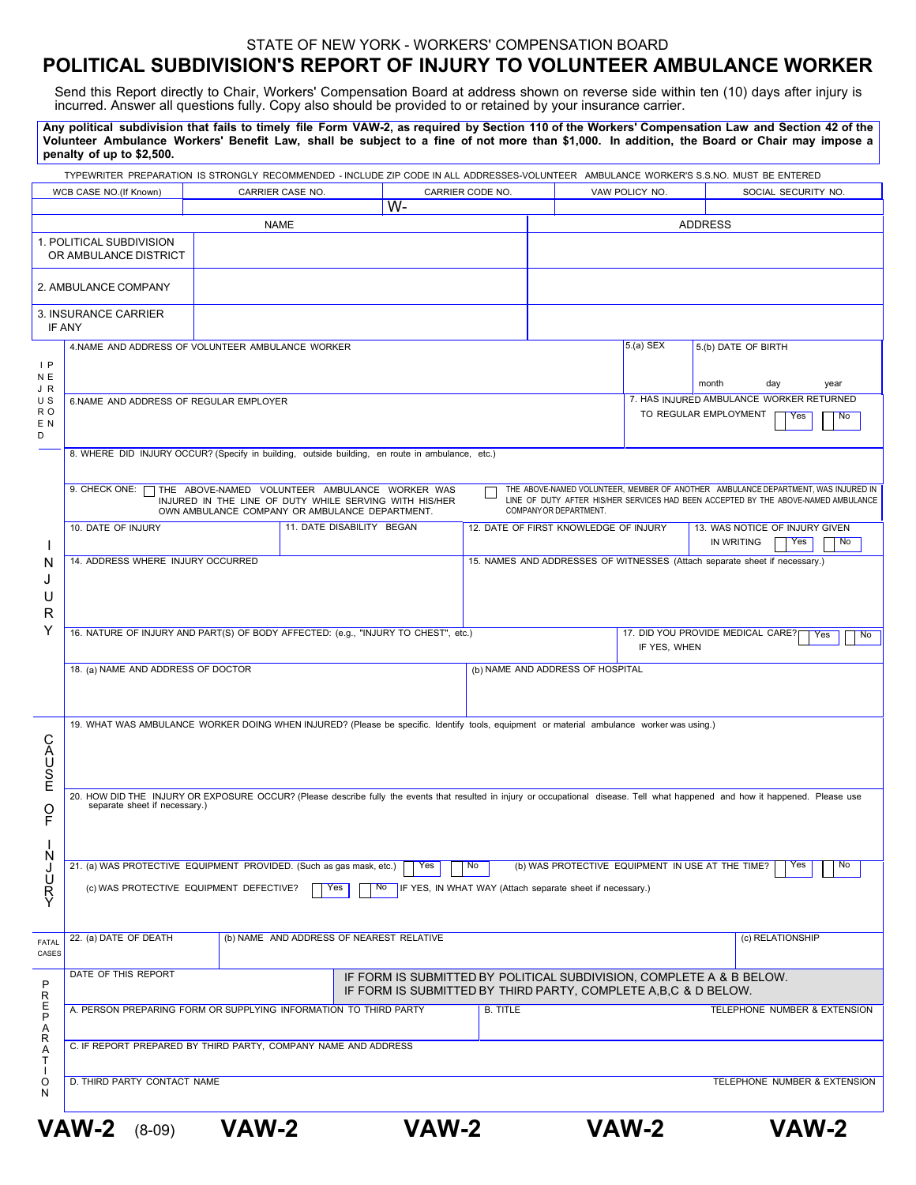STATE OF NEW YORK - WORKERS' COMPENSATION BOARD

# POLITICAL SUBDIVISION'S REPORT OF INJURY TO VOLUNTEER AMBULANCE WORKER

Send this Report directly to Chair, Workers' Compensation Board at address shown on reverse side within ten (10) days after injury is incurred. Answer all questions fully. Copy also should be provided to or retained by your insurance carrier.

**Any political subdivision that fails to timely file Form VAW-2, as required by Section 110 of the Workers' Compensation Law and Section 42 of the Volunteer Ambulance Workers' Benefit Law, shall be subject to a fine of not more than $1,000. In addition, the Board or Chair may impose a penalty of up to $2,500.**

TYPEWRITER PREPARATION IS STRONGLY RECOMMENDED - INCLUDE ZIP CODE IN ALL ADDRESSES-VOLUNTEER AMBULANCE WORKER'S S.S.NO. MUST BE ENTERED

| WCB CASE NO.(If Known) | CARRIER CASE NO. | CARRIER CODE NO. | VAW POLICY NO. | SOCIAL SECURITY NO. |
|---|---|---|---|---|
| | | W- | | |

| | NAME | ADDRESS |
|---|---|---|
| 1. POLITICAL SUBDIVISION OR AMBULANCE DISTRICT | | |
| 2. AMBULANCE COMPANY | | |
| 3. INSURANCE CARRIER IF ANY | | |

## INJURED PERSON

4. NAME AND ADDRESS OF VOLUNTEER AMBULANCE WORKER

5.(a) SEX

5.(b) DATE OF BIRTH — month day year

6. NAME AND ADDRESS OF REGULAR EMPLOYER

7. HAS INJURED AMBULANCE WORKER RETURNED TO REGULAR EMPLOYMENT ☐ Yes ☐ No

## INJURY

8. WHERE DID INJURY OCCUR? (Specify in building, outside building, en route in ambulance, etc.)

9. CHECK ONE: ☐ THE ABOVE-NAMED VOLUNTEER AMBULANCE WORKER WAS INJURED IN THE LINE OF DUTY WHILE SERVING WITH HIS/HER OWN AMBULANCE COMPANY OR AMBULANCE DEPARTMENT. ☐ THE ABOVE-NAMED VOLUNTEER, MEMBER OF ANOTHER AMBULANCE DEPARTMENT, WAS INJURED IN LINE OF DUTY AFTER HIS/HER SERVICES HAD BEEN ACCEPTED BY THE ABOVE-NAMED AMBULANCE COMPANY OR DEPARTMENT.

10. DATE OF INJURY

11. DATE DISABILITY BEGAN

12. DATE OF FIRST KNOWLEDGE OF INJURY

13. WAS NOTICE OF INJURY GIVEN IN WRITING ☐ Yes ☐ No

14. ADDRESS WHERE INJURY OCCURRED

15. NAMES AND ADDRESSES OF WITNESSES (Attach separate sheet if necessary.)

16. NATURE OF INJURY AND PART(S) OF BODY AFFECTED: (e.g., "INJURY TO CHEST", etc.)

17. DID YOU PROVIDE MEDICAL CARE? ☐ Yes ☐ No IF YES, WHEN

18. (a) NAME AND ADDRESS OF DOCTOR

(b) NAME AND ADDRESS OF HOSPITAL

## CAUSE OF INJURY

19. WHAT WAS AMBULANCE WORKER DOING WHEN INJURED? (Please be specific. Identify tools, equipment or material ambulance worker was using.)

20. HOW DID THE INJURY OR EXPOSURE OCCUR? (Please describe fully the events that resulted in injury or occupational disease. Tell what happened and how it happened. Please use separate sheet if necessary.)

21. (a) WAS PROTECTIVE EQUIPMENT PROVIDED. (Such as gas mask, etc.) ☐ Yes ☐ No (b) WAS PROTECTIVE EQUIPMENT IN USE AT THE TIME? ☐ Yes ☐ No

(c) WAS PROTECTIVE EQUIPMENT DEFECTIVE? ☐ Yes ☐ No IF YES, IN WHAT WAY (Attach separate sheet if necessary.)

## FATAL CASES

22. (a) DATE OF DEATH

(b) NAME AND ADDRESS OF NEAREST RELATIVE

(c) RELATIONSHIP

## PREPARATION

DATE OF THIS REPORT

IF FORM IS SUBMITTED BY POLITICAL SUBDIVISION, COMPLETE A & B BELOW.
IF FORM IS SUBMITTED BY THIRD PARTY, COMPLETE A,B,C & D BELOW.

A. PERSON PREPARING FORM OR SUPPLYING INFORMATION TO THIRD PARTY

B. TITLE

TELEPHONE NUMBER & EXTENSION

C. IF REPORT PREPARED BY THIRD PARTY, COMPANY NAME AND ADDRESS

D. THIRD PARTY CONTACT NAME

TELEPHONE NUMBER & EXTENSION

**VAW-2** (8-09) **VAW-2 VAW-2 VAW-2 VAW-2**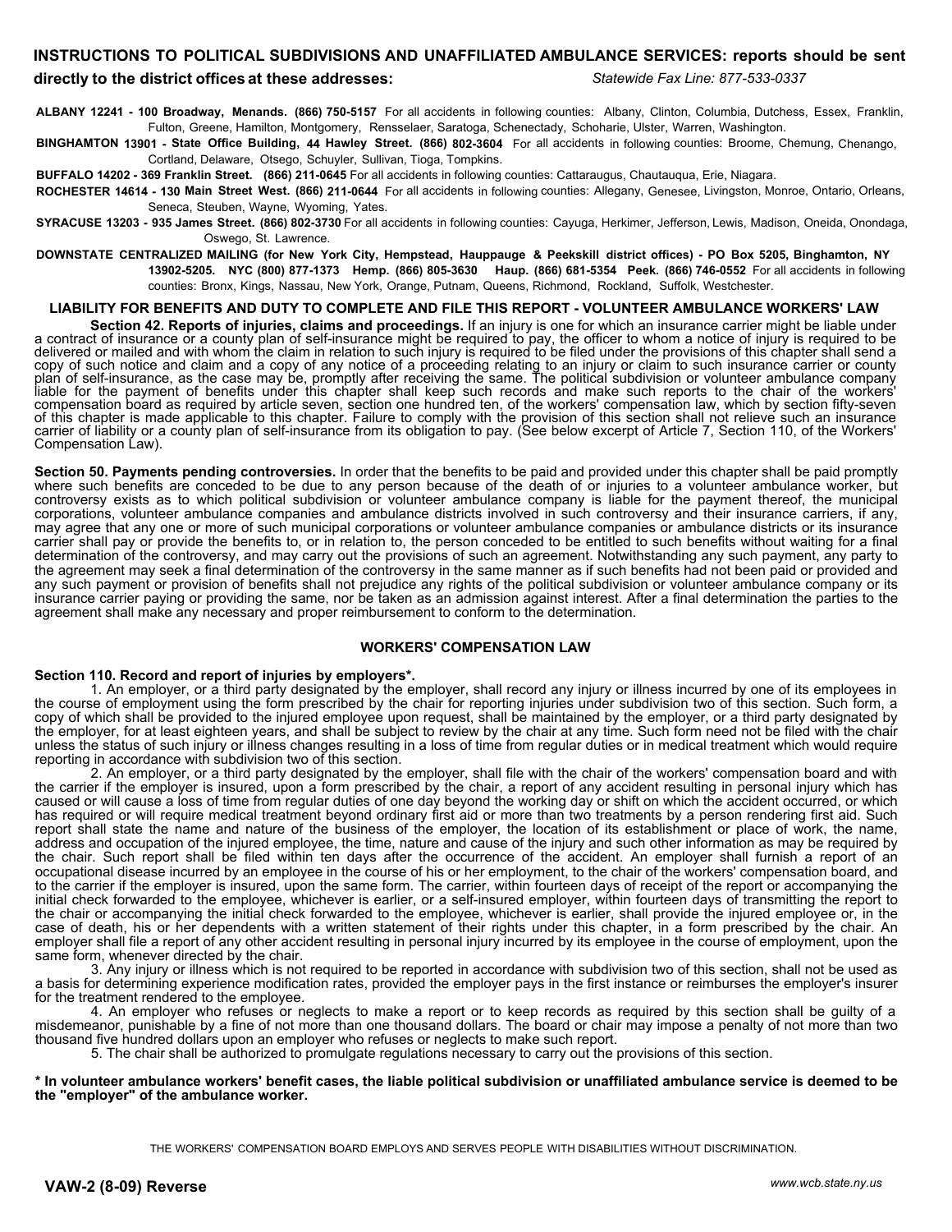**INSTRUCTIONS TO POLITICAL SUBDIVISIONS AND UNAFFILIATED AMBULANCE SERVICES: reports should be sent directly to the district offices at these addresses:** *Statewide Fax Line: 877-533-0337*

**ALBANY 12241 - 100 Broadway, Menands. (866) 750-5157** For all accidents in following counties: Albany, Clinton, Columbia, Dutchess, Essex, Franklin, Fulton, Greene, Hamilton, Montgomery, Rensselaer, Saratoga, Schenectady, Schoharie, Ulster, Warren, Washington.

**BINGHAMTON 13901 - State Office Building, 44 Hawley Street. (866) 802-3604** For all accidents in following counties: Broome, Chemung, Chenango, Cortland, Delaware, Otsego, Schuyler, Sullivan, Tioga, Tompkins.

**BUFFALO 14202 - 369 Franklin Street. (866) 211-0645** For all accidents in following counties: Cattaraugus, Chautauqua, Erie, Niagara.

**ROCHESTER 14614 - 130 Main Street West. (866) 211-0644** For all accidents in following counties: Allegany, Genesee, Livingston, Monroe, Ontario, Orleans, Seneca, Steuben, Wayne, Wyoming, Yates.

**SYRACUSE 13203 - 935 James Street. (866) 802-3730** For all accidents in following counties: Cayuga, Herkimer, Jefferson, Lewis, Madison, Oneida, Onondaga, Oswego, St. Lawrence.

**DOWNSTATE CENTRALIZED MAILING (for New York City, Hempstead, Hauppauge & Peekskill district offices) - PO Box 5205, Binghamton, NY 13902-5205. NYC (800) 877-1373 Hemp. (866) 805-3630 Haup. (866) 681-5354 Peek. (866) 746-0552** For all accidents in following counties: Bronx, Kings, Nassau, New York, Orange, Putnam, Queens, Richmond, Rockland, Suffolk, Westchester.

## LIABILITY FOR BENEFITS AND DUTY TO COMPLETE AND FILE THIS REPORT - VOLUNTEER AMBULANCE WORKERS' LAW

**Section 42. Reports of injuries, claims and proceedings.** If an injury is one for which an insurance carrier might be liable under a contract of insurance or a county plan of self-insurance might be required to pay, the officer to whom a notice of injury is required to be delivered or mailed and with whom the claim in relation to such injury is required to be filed under the provisions of this chapter shall send a copy of such notice and claim and a copy of any notice of a proceeding relating to an injury or claim to such insurance carrier or county plan of self-insurance, as the case may be, promptly after receiving the same. The political subdivision or volunteer ambulance company liable for the payment of benefits under this chapter shall keep such records and make such reports to the chair of the workers' compensation board as required by article seven, section one hundred ten, of the workers' compensation law, which by section fifty-seven of this chapter is made applicable to this chapter. Failure to comply with the provision of this section shall not relieve such an insurance carrier of liability or a county plan of self-insurance from its obligation to pay. (See below excerpt of Article 7, Section 110, of the Workers' Compensation Law).

**Section 50. Payments pending controversies.** In order that the benefits to be paid and provided under this chapter shall be paid promptly where such benefits are conceded to be due to any person because of the death of or injuries to a volunteer ambulance worker, but controversy exists as to which political subdivision or volunteer ambulance company is liable for the payment thereof, the municipal corporations, volunteer ambulance companies and ambulance districts involved in such controversy and their insurance carriers, if any, may agree that any one or more of such municipal corporations or volunteer ambulance companies or ambulance districts or its insurance carrier shall pay or provide the benefits to, or in relation to, the person conceded to be entitled to such benefits without waiting for a final determination of the controversy, and may carry out the provisions of such an agreement. Notwithstanding any such payment, any party to the agreement may seek a final determination of the controversy in the same manner as if such benefits had not been paid or provided and any such payment or provision of benefits shall not prejudice any rights of the political subdivision or volunteer ambulance company or its insurance carrier paying or providing the same, nor be taken as an admission against interest. After a final determination the parties to the agreement shall make any necessary and proper reimbursement to conform to the determination.

## WORKERS' COMPENSATION LAW

**Section 110. Record and report of injuries by employers*.**

1. An employer, or a third party designated by the employer, shall record any injury or illness incurred by one of its employees in the course of employment using the form prescribed by the chair for reporting injuries under subdivision two of this section. Such form, a copy of which shall be provided to the injured employee upon request, shall be maintained by the employer, or a third party designated by the employer, for at least eighteen years, and shall be subject to review by the chair at any time. Such form need not be filed with the chair unless the status of such injury or illness changes resulting in a loss of time from regular duties or in medical treatment which would require reporting in accordance with subdivision two of this section.

2. An employer, or a third party designated by the employer, shall file with the chair of the workers' compensation board and with the carrier if the employer is insured, upon a form prescribed by the chair, a report of any accident resulting in personal injury which has caused or will cause a loss of time from regular duties of one day beyond the working day or shift on which the accident occurred, or which has required or will require medical treatment beyond ordinary first aid or more than two treatments by a person rendering first aid. Such report shall state the name and nature of the business of the employer, the location of its establishment or place of work, the name, address and occupation of the injured employee, the time, nature and cause of the injury and such other information as may be required by the chair. Such report shall be filed within ten days after the occurrence of the accident. An employer shall furnish a report of an occupational disease incurred by an employee in the course of his or her employment, to the chair of the workers' compensation board, and to the carrier if the employer is insured, upon the same form. The carrier, within fourteen days of receipt of the report or accompanying the initial check forwarded to the employee, whichever is earlier, or a self-insured employer, within fourteen days of transmitting the report to the chair or accompanying the initial check forwarded to the employee, whichever is earlier, shall provide the injured employee or, in the case of death, his or her dependents with a written statement of their rights under this chapter, in a form prescribed by the chair. An employer shall file a report of any other accident resulting in personal injury incurred by its employee in the course of employment, upon the same form, whenever directed by the chair.

3. Any injury or illness which is not required to be reported in accordance with subdivision two of this section, shall not be used as a basis for determining experience modification rates, provided the employer pays in the first instance or reimburses the employer's insurer for the treatment rendered to the employee.

4. An employer who refuses or neglects to make a report or to keep records as required by this section shall be guilty of a misdemeanor, punishable by a fine of not more than one thousand dollars. The board or chair may impose a penalty of not more than two thousand five hundred dollars upon an employer who refuses or neglects to make such report.

5. The chair shall be authorized to promulgate regulations necessary to carry out the provisions of this section.

**\* In volunteer ambulance workers' benefit cases, the liable political subdivision or unaffiliated ambulance service is deemed to be the "employer" of the ambulance worker.**

THE WORKERS' COMPENSATION BOARD EMPLOYS AND SERVES PEOPLE WITH DISABILITIES WITHOUT DISCRIMINATION.

**VAW-2 (8-09) Reverse** *www.wcb.state.ny.us*